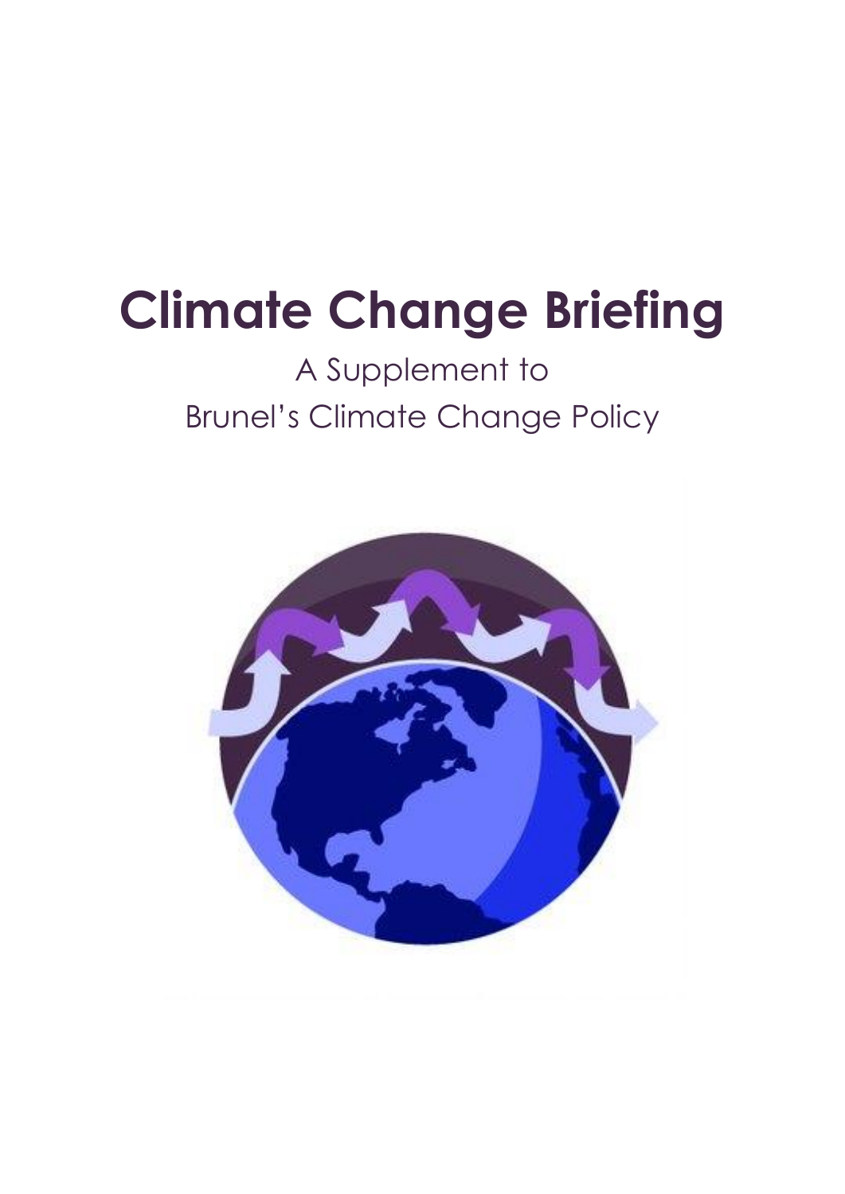# Climate Change Briefing

A Supplement to
Brunel's Climate Change Policy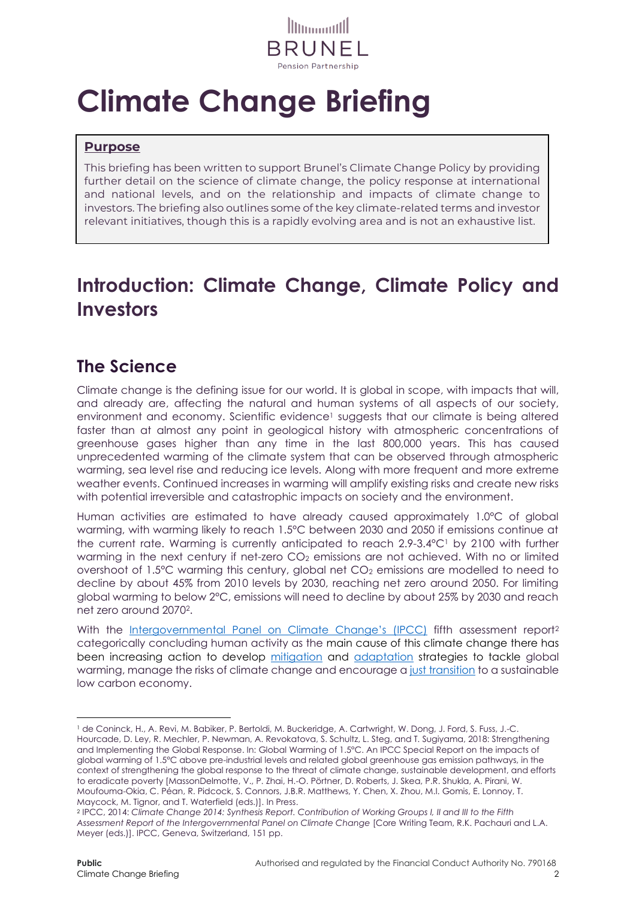# Climate Change Briefing

**Purpose**

This briefing has been written to support Brunel's Climate Change Policy by providing further detail on the science of climate change, the policy response at international and national levels, and on the relationship and impacts of climate change to investors. The briefing also outlines some of the key climate-related terms and investor relevant initiatives, though this is a rapidly evolving area and is not an exhaustive list.

## Introduction: Climate Change, Climate Policy and Investors

## The Science

Climate change is the defining issue for our world. It is global in scope, with impacts that will, and already are, affecting the natural and human systems of all aspects of our society, environment and economy. Scientific evidence[1] suggests that our climate is being altered faster than at almost any point in geological history with atmospheric concentrations of greenhouse gases higher than any time in the last 800,000 years. This has caused unprecedented warming of the climate system that can be observed through atmospheric warming, sea level rise and reducing ice levels. Along with more frequent and more extreme weather events. Continued increases in warming will amplify existing risks and create new risks with potential irreversible and catastrophic impacts on society and the environment.

Human activities are estimated to have already caused approximately 1.0°C of global warming, with warming likely to reach 1.5°C between 2030 and 2050 if emissions continue at the current rate. Warming is currently anticipated to reach 2.9-3.4°C[1] by 2100 with further warming in the next century if net-zero $CO_2$ emissions are not achieved. With no or limited overshoot of 1.5°C warming this century, global net $CO_2$ emissions are modelled to need to decline by about 45% from 2010 levels by 2030, reaching net zero around 2050. For limiting global warming to below 2°C, emissions will need to decline by about 25% by 2030 and reach net zero around 2070[2].

With the Intergovernmental Panel on Climate Change's (IPCC) fifth assessment report[2] categorically concluding human activity as the main cause of this climate change there has been increasing action to develop mitigation and adaptation strategies to tackle global warming, manage the risks of climate change and encourage a just transition to a sustainable low carbon economy.

---

[1] de Coninck, H., A. Revi, M. Babiker, P. Bertoldi, M. Buckeridge, A. Cartwright, W. Dong, J. Ford, S. Fuss, J.-C. Hourcade, D. Ley, R. Mechler, P. Newman, A. Revokatova, S. Schultz, L. Steg, and T. Sugiyama, 2018: Strengthening and Implementing the Global Response. In: Global Warming of 1.5°C. An IPCC Special Report on the impacts of global warming of 1.5°C above pre-industrial levels and related global greenhouse gas emission pathways, in the context of strengthening the global response to the threat of climate change, sustainable development, and efforts to eradicate poverty [MassonDelmotte, V., P. Zhai, H.-O. Pörtner, D. Roberts, J. Skea, P.R. Shukla, A. Pirani, W. Moufouma-Okia, C. Péan, R. Pidcock, S. Connors, J.B.R. Matthews, Y. Chen, X. Zhou, M.I. Gomis, E. Lonnoy, T. Maycock, M. Tignor, and T. Waterfield (eds.)]. In Press.

[2] IPCC, 2014: *Climate Change 2014: Synthesis Report. Contribution of Working Groups I, II and III to the Fifth Assessment Report of the Intergovernmental Panel on Climate Change* [Core Writing Team, R.K. Pachauri and L.A. Meyer (eds.)]. IPCC, Geneva, Switzerland, 151 pp.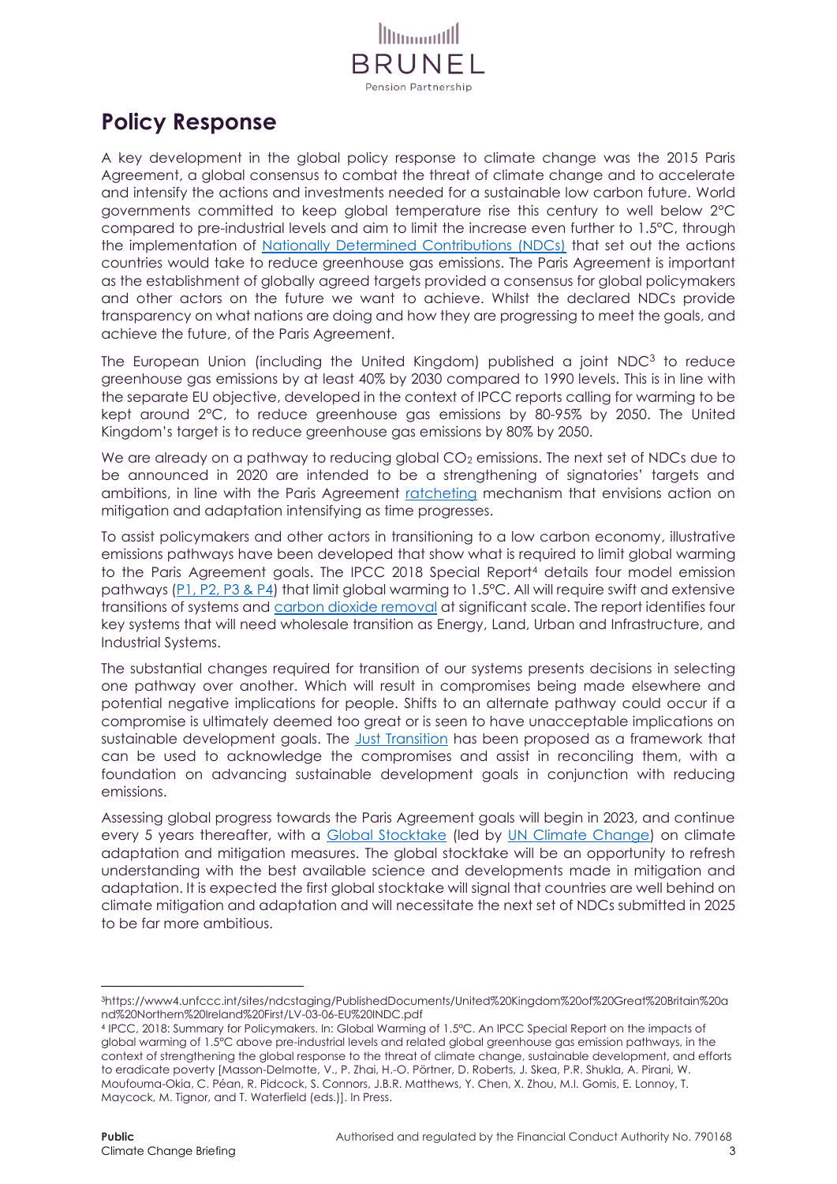## Policy Response

A key development in the global policy response to climate change was the 2015 Paris Agreement, a global consensus to combat the threat of climate change and to accelerate and intensify the actions and investments needed for a sustainable low carbon future. World governments committed to keep global temperature rise this century to well below 2°C compared to pre-industrial levels and aim to limit the increase even further to 1.5°C, through the implementation of Nationally Determined Contributions (NDCs) that set out the actions countries would take to reduce greenhouse gas emissions. The Paris Agreement is important as the establishment of globally agreed targets provided a consensus for global policymakers and other actors on the future we want to achieve. Whilst the declared NDCs provide transparency on what nations are doing and how they are progressing to meet the goals, and achieve the future, of the Paris Agreement.

The European Union (including the United Kingdom) published a joint NDC[3] to reduce greenhouse gas emissions by at least 40% by 2030 compared to 1990 levels. This is in line with the separate EU objective, developed in the context of IPCC reports calling for warming to be kept around 2°C, to reduce greenhouse gas emissions by 80-95% by 2050. The United Kingdom's target is to reduce greenhouse gas emissions by 80% by 2050.

We are already on a pathway to reducing global $CO_2$ emissions. The next set of NDCs due to be announced in 2020 are intended to be a strengthening of signatories' targets and ambitions, in line with the Paris Agreement ratcheting mechanism that envisions action on mitigation and adaptation intensifying as time progresses.

To assist policymakers and other actors in transitioning to a low carbon economy, illustrative emissions pathways have been developed that show what is required to limit global warming to the Paris Agreement goals. The IPCC 2018 Special Report[4] details four model emission pathways (P1, P2, P3 & P4) that limit global warming to 1.5°C. All will require swift and extensive transitions of systems and carbon dioxide removal at significant scale. The report identifies four key systems that will need wholesale transition as Energy, Land, Urban and Infrastructure, and Industrial Systems.

The substantial changes required for transition of our systems presents decisions in selecting one pathway over another. Which will result in compromises being made elsewhere and potential negative implications for people. Shifts to an alternate pathway could occur if a compromise is ultimately deemed too great or is seen to have unacceptable implications on sustainable development goals. The Just Transition has been proposed as a framework that can be used to acknowledge the compromises and assist in reconciling them, with a foundation on advancing sustainable development goals in conjunction with reducing emissions.

Assessing global progress towards the Paris Agreement goals will begin in 2023, and continue every 5 years thereafter, with a Global Stocktake (led by UN Climate Change) on climate adaptation and mitigation measures. The global stocktake will be an opportunity to refresh understanding with the best available science and developments made in mitigation and adaptation. It is expected the first global stocktake will signal that countries are well behind on climate mitigation and adaptation and will necessitate the next set of NDCs submitted in 2025 to be far more ambitious.

---

[3] https://www4.unfccc.int/sites/ndcstaging/PublishedDocuments/United%20Kingdom%20of%20Great%20Britain%20and%20Northern%20Ireland%20First/LV-03-06-EU%20INDC.pdf

[4] IPCC, 2018: Summary for Policymakers. In: Global Warming of 1.5°C. An IPCC Special Report on the impacts of global warming of 1.5°C above pre-industrial levels and related global greenhouse gas emission pathways, in the context of strengthening the global response to the threat of climate change, sustainable development, and efforts to eradicate poverty [Masson-Delmotte, V., P. Zhai, H.-O. Pörtner, D. Roberts, J. Skea, P.R. Shukla, A. Pirani, W. Moufouma-Okia, C. Péan, R. Pidcock, S. Connors, J.B.R. Matthews, Y. Chen, X. Zhou, M.I. Gomis, E. Lonnoy, T. Maycock, M. Tignor, and T. Waterfield (eds.)]. In Press.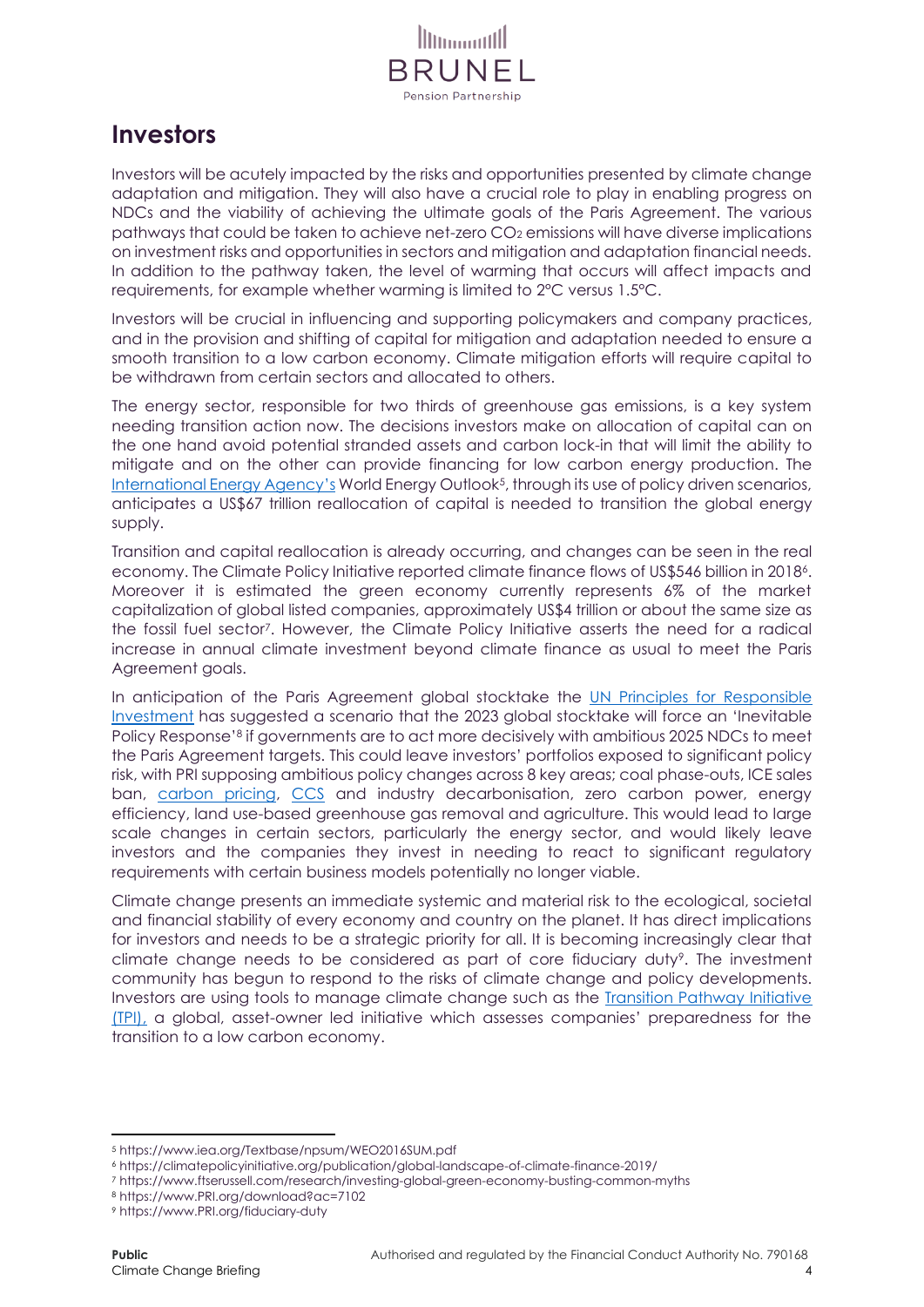## Investors

Investors will be acutely impacted by the risks and opportunities presented by climate change adaptation and mitigation. They will also have a crucial role to play in enabling progress on NDCs and the viability of achieving the ultimate goals of the Paris Agreement. The various pathways that could be taken to achieve net-zero $CO_2$ emissions will have diverse implications on investment risks and opportunities in sectors and mitigation and adaptation financial needs. In addition to the pathway taken, the level of warming that occurs will affect impacts and requirements, for example whether warming is limited to 2°C versus 1.5°C.

Investors will be crucial in influencing and supporting policymakers and company practices, and in the provision and shifting of capital for mitigation and adaptation needed to ensure a smooth transition to a low carbon economy. Climate mitigation efforts will require capital to be withdrawn from certain sectors and allocated to others.

The energy sector, responsible for two thirds of greenhouse gas emissions, is a key system needing transition action now. The decisions investors make on allocation of capital can on the one hand avoid potential stranded assets and carbon lock-in that will limit the ability to mitigate and on the other can provide financing for low carbon energy production. The International Energy Agency's World Energy Outlook[5], through its use of policy driven scenarios, anticipates a US$67 trillion reallocation of capital is needed to transition the global energy supply.

Transition and capital reallocation is already occurring, and changes can be seen in the real economy. The Climate Policy Initiative reported climate finance flows of US$546 billion in 2018[6]. Moreover it is estimated the green economy currently represents 6% of the market capitalization of global listed companies, approximately US$4 trillion or about the same size as the fossil fuel sector[7]. However, the Climate Policy Initiative asserts the need for a radical increase in annual climate investment beyond climate finance as usual to meet the Paris Agreement goals.

In anticipation of the Paris Agreement global stocktake the UN Principles for Responsible Investment has suggested a scenario that the 2023 global stocktake will force an 'Inevitable Policy Response'[8] if governments are to act more decisively with ambitious 2025 NDCs to meet the Paris Agreement targets. This could leave investors' portfolios exposed to significant policy risk, with PRI supposing ambitious policy changes across 8 key areas; coal phase-outs, ICE sales ban, carbon pricing, CCS and industry decarbonisation, zero carbon power, energy efficiency, land use-based greenhouse gas removal and agriculture. This would lead to large scale changes in certain sectors, particularly the energy sector, and would likely leave investors and the companies they invest in needing to react to significant regulatory requirements with certain business models potentially no longer viable.

Climate change presents an immediate systemic and material risk to the ecological, societal and financial stability of every economy and country on the planet. It has direct implications for investors and needs to be a strategic priority for all. It is becoming increasingly clear that climate change needs to be considered as part of core fiduciary duty[9]. The investment community has begun to respond to the risks of climate change and policy developments. Investors are using tools to manage climate change such as the Transition Pathway Initiative (TPI), a global, asset-owner led initiative which assesses companies' preparedness for the transition to a low carbon economy.

---

[5] https://www.iea.org/Textbase/npsum/WEO2016SUM.pdf
[6] https://climatepolicyinitiative.org/publication/global-landscape-of-climate-finance-2019/
[7] https://www.ftserussell.com/research/investing-global-green-economy-busting-common-myths
[8] https://www.PRI.org/download?ac=7102
[9] https://www.PRI.org/fiduciary-duty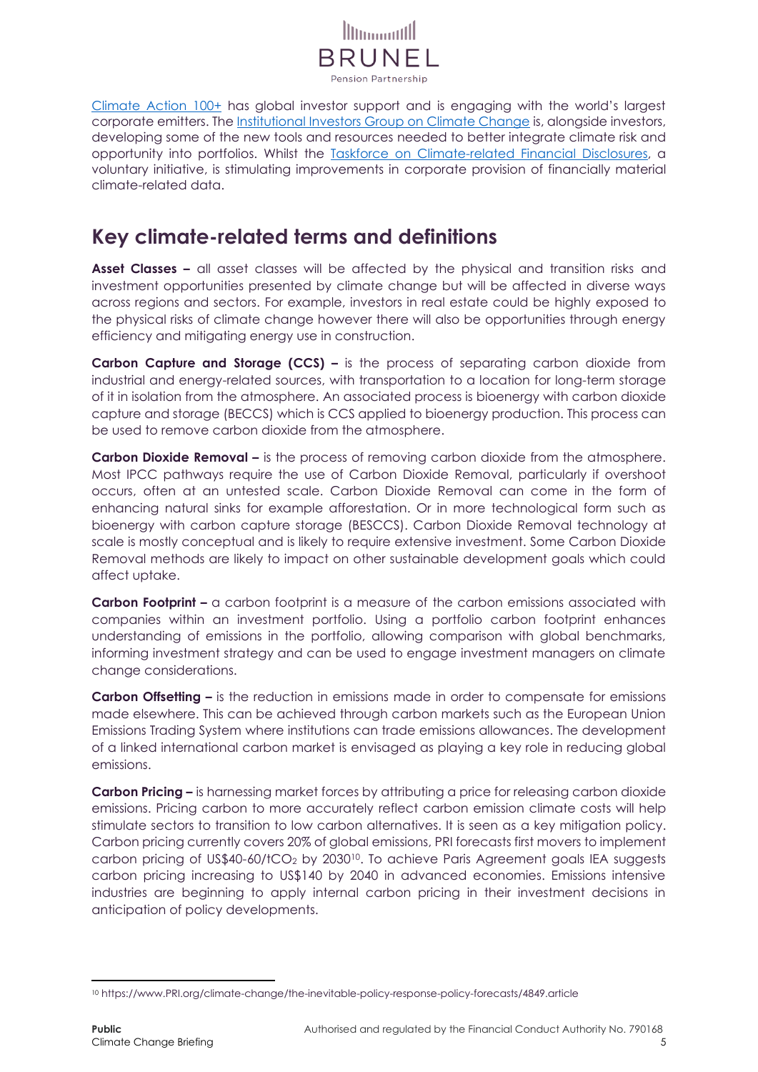Climate Action 100+ has global investor support and is engaging with the world's largest corporate emitters. The Institutional Investors Group on Climate Change is, alongside investors, developing some of the new tools and resources needed to better integrate climate risk and opportunity into portfolios. Whilst the Taskforce on Climate-related Financial Disclosures, a voluntary initiative, is stimulating improvements in corporate provision of financially material climate-related data.

## Key climate-related terms and definitions

**Asset Classes –** all asset classes will be affected by the physical and transition risks and investment opportunities presented by climate change but will be affected in diverse ways across regions and sectors. For example, investors in real estate could be highly exposed to the physical risks of climate change however there will also be opportunities through energy efficiency and mitigating energy use in construction.

**Carbon Capture and Storage (CCS) –** is the process of separating carbon dioxide from industrial and energy-related sources, with transportation to a location for long-term storage of it in isolation from the atmosphere. An associated process is bioenergy with carbon dioxide capture and storage (BECCS) which is CCS applied to bioenergy production. This process can be used to remove carbon dioxide from the atmosphere.

**Carbon Dioxide Removal –** is the process of removing carbon dioxide from the atmosphere. Most IPCC pathways require the use of Carbon Dioxide Removal, particularly if overshoot occurs, often at an untested scale. Carbon Dioxide Removal can come in the form of enhancing natural sinks for example afforestation. Or in more technological form such as bioenergy with carbon capture storage (BESCCS). Carbon Dioxide Removal technology at scale is mostly conceptual and is likely to require extensive investment. Some Carbon Dioxide Removal methods are likely to impact on other sustainable development goals which could affect uptake.

**Carbon Footprint –** a carbon footprint is a measure of the carbon emissions associated with companies within an investment portfolio. Using a portfolio carbon footprint enhances understanding of emissions in the portfolio, allowing comparison with global benchmarks, informing investment strategy and can be used to engage investment managers on climate change considerations.

**Carbon Offsetting –** is the reduction in emissions made in order to compensate for emissions made elsewhere. This can be achieved through carbon markets such as the European Union Emissions Trading System where institutions can trade emissions allowances. The development of a linked international carbon market is envisaged as playing a key role in reducing global emissions.

**Carbon Pricing –** is harnessing market forces by attributing a price for releasing carbon dioxide emissions. Pricing carbon to more accurately reflect carbon emission climate costs will help stimulate sectors to transition to low carbon alternatives. It is seen as a key mitigation policy. Carbon pricing currently covers 20% of global emissions, PRI forecasts first movers to implement carbon pricing of US$40-60/t$CO_2$ by 2030[10]. To achieve Paris Agreement goals IEA suggests carbon pricing increasing to US$140 by 2040 in advanced economies. Emissions intensive industries are beginning to apply internal carbon pricing in their investment decisions in anticipation of policy developments.

[10] https://www.PRI.org/climate-change/the-inevitable-policy-response-policy-forecasts/4849.article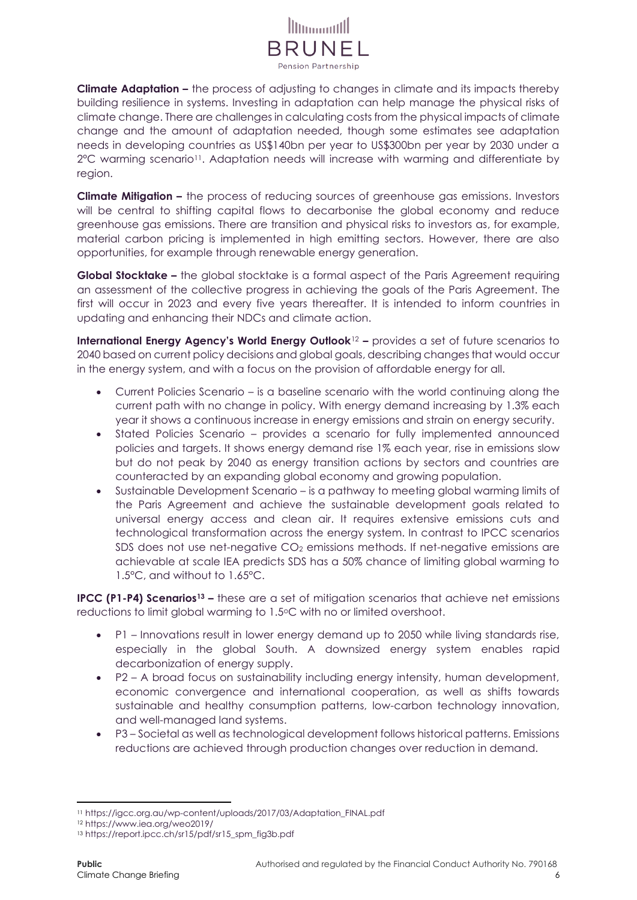**Climate Adaptation –** the process of adjusting to changes in climate and its impacts thereby building resilience in systems. Investing in adaptation can help manage the physical risks of climate change. There are challenges in calculating costs from the physical impacts of climate change and the amount of adaptation needed, though some estimates see adaptation needs in developing countries as US\$140bn per year to US\$300bn per year by 2030 under a 2°C warming scenario[11]. Adaptation needs will increase with warming and differentiate by region.

**Climate Mitigation –** the process of reducing sources of greenhouse gas emissions. Investors will be central to shifting capital flows to decarbonise the global economy and reduce greenhouse gas emissions. There are transition and physical risks to investors as, for example, material carbon pricing is implemented in high emitting sectors. However, there are also opportunities, for example through renewable energy generation.

**Global Stocktake –** the global stocktake is a formal aspect of the Paris Agreement requiring an assessment of the collective progress in achieving the goals of the Paris Agreement. The first will occur in 2023 and every five years thereafter. It is intended to inform countries in updating and enhancing their NDCs and climate action.

**International Energy Agency's World Energy Outlook**[12] **–** provides a set of future scenarios to 2040 based on current policy decisions and global goals, describing changes that would occur in the energy system, and with a focus on the provision of affordable energy for all.

- Current Policies Scenario – is a baseline scenario with the world continuing along the current path with no change in policy. With energy demand increasing by 1.3% each year it shows a continuous increase in energy emissions and strain on energy security.
- Stated Policies Scenario – provides a scenario for fully implemented announced policies and targets. It shows energy demand rise 1% each year, rise in emissions slow but do not peak by 2040 as energy transition actions by sectors and countries are counteracted by an expanding global economy and growing population.
- Sustainable Development Scenario – is a pathway to meeting global warming limits of the Paris Agreement and achieve the sustainable development goals related to universal energy access and clean air. It requires extensive emissions cuts and technological transformation across the energy system. In contrast to IPCC scenarios SDS does not use net-negative $CO_2$ emissions methods. If net-negative emissions are achievable at scale IEA predicts SDS has a 50% chance of limiting global warming to 1.5°C, and without to 1.65°C.

**IPCC (P1-P4) Scenarios**[13] **–** these are a set of mitigation scenarios that achieve net emissions reductions to limit global warming to 1.5°C with no or limited overshoot.

- P1 – Innovations result in lower energy demand up to 2050 while living standards rise, especially in the global South. A downsized energy system enables rapid decarbonization of energy supply.
- P2 – A broad focus on sustainability including energy intensity, human development, economic convergence and international cooperation, as well as shifts towards sustainable and healthy consumption patterns, low-carbon technology innovation, and well-managed land systems.
- P3 – Societal as well as technological development follows historical patterns. Emissions reductions are achieved through production changes over reduction in demand.

---

[11] https://igcc.org.au/wp-content/uploads/2017/03/Adaptation_FINAL.pdf

[12] https://www.iea.org/weo2019/

[13] https://report.ipcc.ch/sr15/pdf/sr15_spm_fig3b.pdf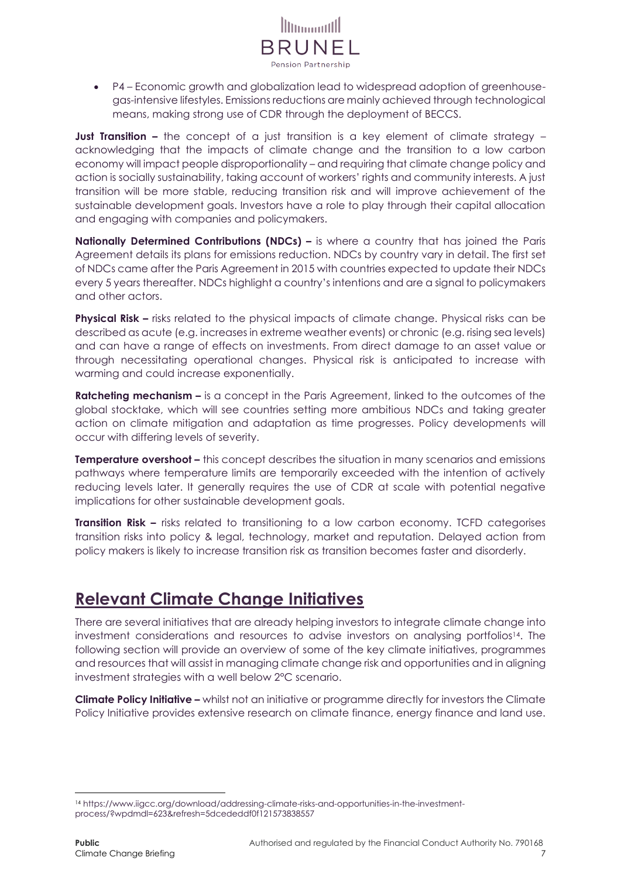- P4 – Economic growth and globalization lead to widespread adoption of greenhouse-gas-intensive lifestyles. Emissions reductions are mainly achieved through technological means, making strong use of CDR through the deployment of BECCS.

**Just Transition –** the concept of a just transition is a key element of climate strategy – acknowledging that the impacts of climate change and the transition to a low carbon economy will impact people disproportionality – and requiring that climate change policy and action is socially sustainability, taking account of workers' rights and community interests. A just transition will be more stable, reducing transition risk and will improve achievement of the sustainable development goals. Investors have a role to play through their capital allocation and engaging with companies and policymakers.

**Nationally Determined Contributions (NDCs) –** is where a country that has joined the Paris Agreement details its plans for emissions reduction. NDCs by country vary in detail. The first set of NDCs came after the Paris Agreement in 2015 with countries expected to update their NDCs every 5 years thereafter. NDCs highlight a country's intentions and are a signal to policymakers and other actors.

**Physical Risk –** risks related to the physical impacts of climate change. Physical risks can be described as acute (e.g. increases in extreme weather events) or chronic (e.g. rising sea levels) and can have a range of effects on investments. From direct damage to an asset value or through necessitating operational changes. Physical risk is anticipated to increase with warming and could increase exponentially.

**Ratcheting mechanism –** is a concept in the Paris Agreement, linked to the outcomes of the global stocktake, which will see countries setting more ambitious NDCs and taking greater action on climate mitigation and adaptation as time progresses. Policy developments will occur with differing levels of severity.

**Temperature overshoot –** this concept describes the situation in many scenarios and emissions pathways where temperature limits are temporarily exceeded with the intention of actively reducing levels later. It generally requires the use of CDR at scale with potential negative implications for other sustainable development goals.

**Transition Risk –** risks related to transitioning to a low carbon economy. TCFD categorises transition risks into policy & legal, technology, market and reputation. Delayed action from policy makers is likely to increase transition risk as transition becomes faster and disorderly.

# Relevant Climate Change Initiatives

There are several initiatives that are already helping investors to integrate climate change into investment considerations and resources to advise investors on analysing portfolios[14]. The following section will provide an overview of some of the key climate initiatives, programmes and resources that will assist in managing climate change risk and opportunities and in aligning investment strategies with a well below 2°C scenario.

**Climate Policy Initiative –** whilst not an initiative or programme directly for investors the Climate Policy Initiative provides extensive research on climate finance, energy finance and land use.

[14] https://www.iigcc.org/download/addressing-climate-risks-and-opportunities-in-the-investment-process/?wpdmdl=623&refresh=5dcededdf0f121573838557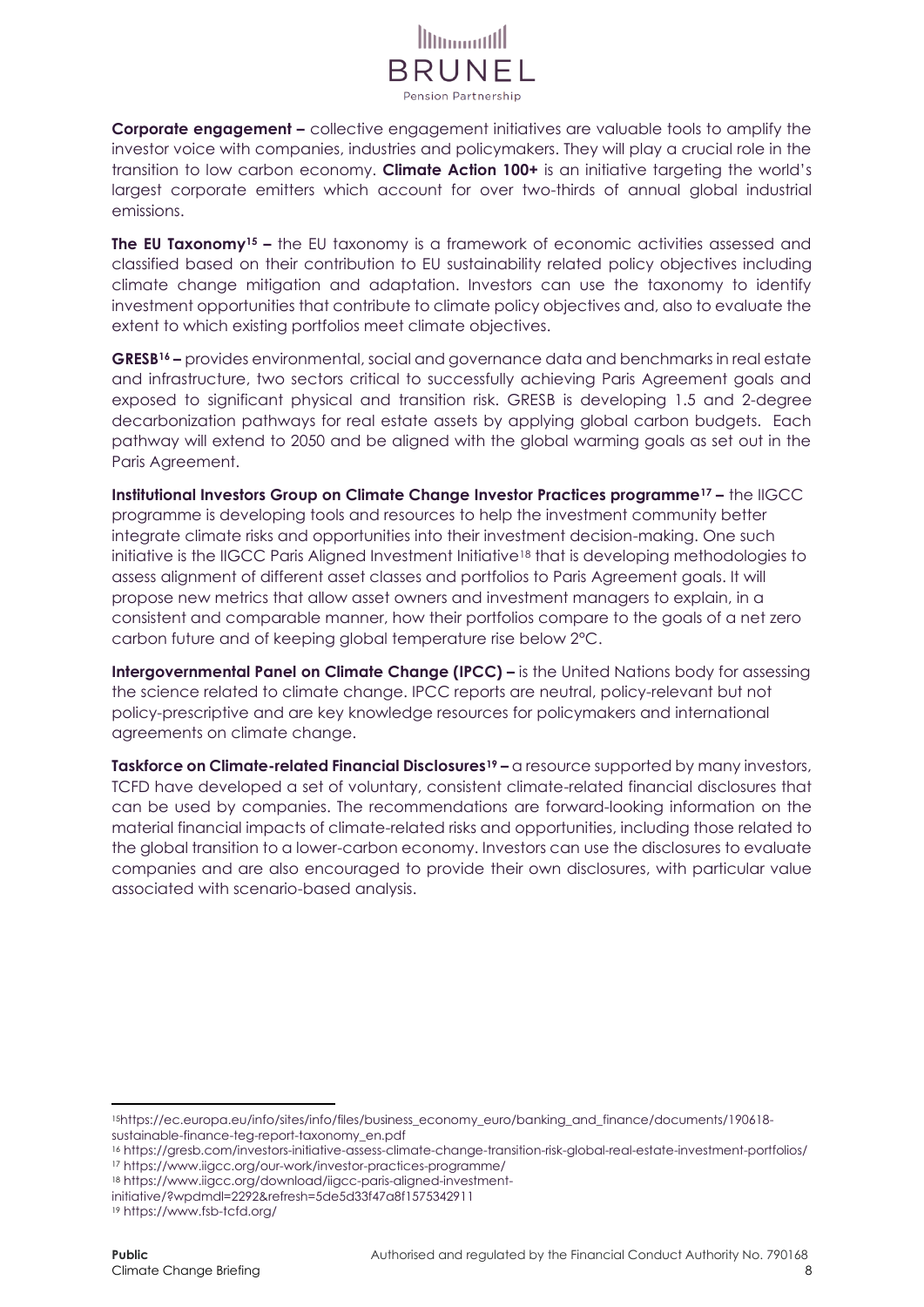**Corporate engagement –** collective engagement initiatives are valuable tools to amplify the investor voice with companies, industries and policymakers. They will play a crucial role in the transition to low carbon economy. **Climate Action 100+** is an initiative targeting the world's largest corporate emitters which account for over two-thirds of annual global industrial emissions.

**The EU Taxonomy[15] –** the EU taxonomy is a framework of economic activities assessed and classified based on their contribution to EU sustainability related policy objectives including climate change mitigation and adaptation. Investors can use the taxonomy to identify investment opportunities that contribute to climate policy objectives and, also to evaluate the extent to which existing portfolios meet climate objectives.

**GRESB[16] –** provides environmental, social and governance data and benchmarks in real estate and infrastructure, two sectors critical to successfully achieving Paris Agreement goals and exposed to significant physical and transition risk. GRESB is developing 1.5 and 2-degree decarbonization pathways for real estate assets by applying global carbon budgets. Each pathway will extend to 2050 and be aligned with the global warming goals as set out in the Paris Agreement.

**Institutional Investors Group on Climate Change Investor Practices programme[17] –** the IIGCC programme is developing tools and resources to help the investment community better integrate climate risks and opportunities into their investment decision-making. One such initiative is the IIGCC Paris Aligned Investment Initiative[18] that is developing methodologies to assess alignment of different asset classes and portfolios to Paris Agreement goals. It will propose new metrics that allow asset owners and investment managers to explain, in a consistent and comparable manner, how their portfolios compare to the goals of a net zero carbon future and of keeping global temperature rise below 2°C.

**Intergovernmental Panel on Climate Change (IPCC) –** is the United Nations body for assessing the science related to climate change. IPCC reports are neutral, policy-relevant but not policy-prescriptive and are key knowledge resources for policymakers and international agreements on climate change.

**Taskforce on Climate-related Financial Disclosures[19] –** a resource supported by many investors, TCFD have developed a set of voluntary, consistent climate-related financial disclosures that can be used by companies. The recommendations are forward-looking information on the material financial impacts of climate-related risks and opportunities, including those related to the global transition to a lower-carbon economy. Investors can use the disclosures to evaluate companies and are also encouraged to provide their own disclosures, with particular value associated with scenario-based analysis.

---

[15] https://ec.europa.eu/info/sites/info/files/business_economy_euro/banking_and_finance/documents/190618-sustainable-finance-teg-report-taxonomy_en.pdf

[16] https://gresb.com/investors-initiative-assess-climate-change-transition-risk-global-real-estate-investment-portfolios/

[17] https://www.iigcc.org/our-work/investor-practices-programme/

[18] https://www.iigcc.org/download/iigcc-paris-aligned-investment-initiative/?wpdmdl=2292&refresh=5de5d33f47a8f1575342911

[19] https://www.fsb-tcfd.org/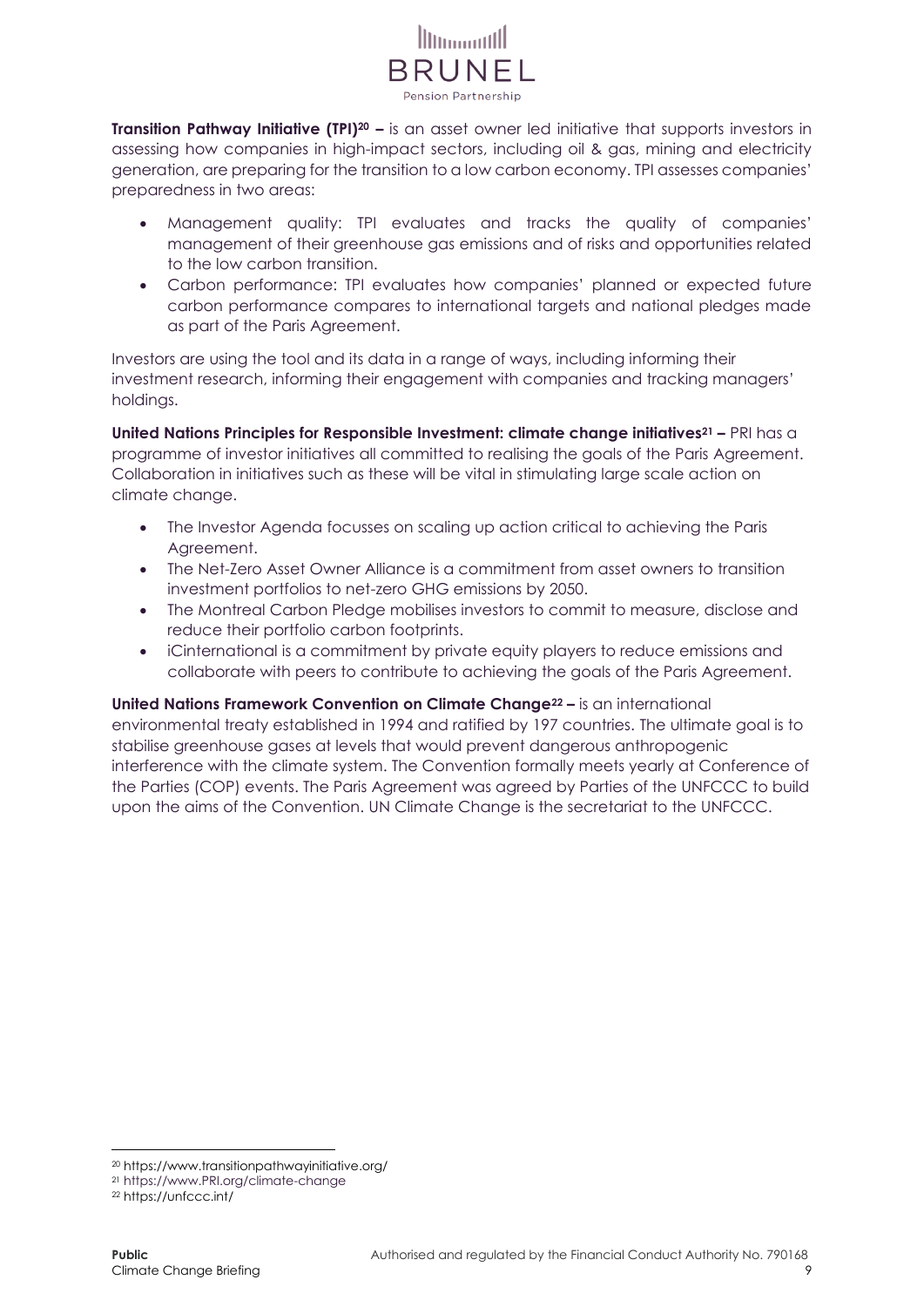**Transition Pathway Initiative (TPI)[20] –** is an asset owner led initiative that supports investors in assessing how companies in high-impact sectors, including oil & gas, mining and electricity generation, are preparing for the transition to a low carbon economy. TPI assesses companies' preparedness in two areas:

- Management quality: TPI evaluates and tracks the quality of companies' management of their greenhouse gas emissions and of risks and opportunities related to the low carbon transition.
- Carbon performance: TPI evaluates how companies' planned or expected future carbon performance compares to international targets and national pledges made as part of the Paris Agreement.

Investors are using the tool and its data in a range of ways, including informing their investment research, informing their engagement with companies and tracking managers' holdings.

**United Nations Principles for Responsible Investment: climate change initiatives[21] –** PRI has a programme of investor initiatives all committed to realising the goals of the Paris Agreement. Collaboration in initiatives such as these will be vital in stimulating large scale action on climate change.

- The Investor Agenda focusses on scaling up action critical to achieving the Paris Agreement.
- The Net-Zero Asset Owner Alliance is a commitment from asset owners to transition investment portfolios to net-zero GHG emissions by 2050.
- The Montreal Carbon Pledge mobilises investors to commit to measure, disclose and reduce their portfolio carbon footprints.
- iCinternational is a commitment by private equity players to reduce emissions and collaborate with peers to contribute to achieving the goals of the Paris Agreement.

**United Nations Framework Convention on Climate Change[22] –** is an international environmental treaty established in 1994 and ratified by 197 countries. The ultimate goal is to stabilise greenhouse gases at levels that would prevent dangerous anthropogenic interference with the climate system. The Convention formally meets yearly at Conference of the Parties (COP) events. The Paris Agreement was agreed by Parties of the UNFCCC to build upon the aims of the Convention. UN Climate Change is the secretariat to the UNFCCC.

---

[20] https://www.transitionpathwayinitiative.org/

[21] https://www.PRI.org/climate-change

[22] https://unfccc.int/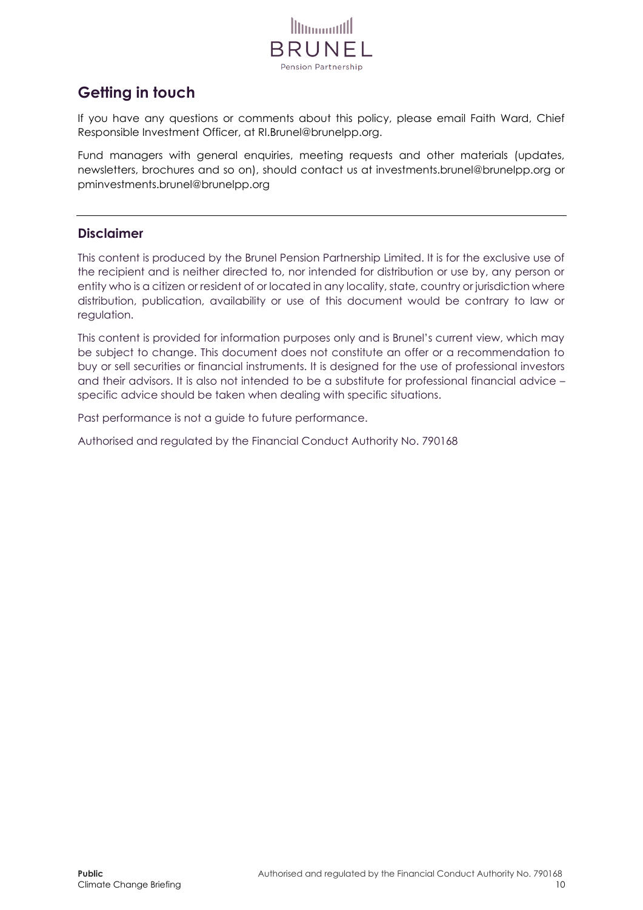## Getting in touch

If you have any questions or comments about this policy, please email Faith Ward, Chief Responsible Investment Officer, at RI.Brunel@brunelpp.org.

Fund managers with general enquiries, meeting requests and other materials (updates, newsletters, brochures and so on), should contact us at investments.brunel@brunelpp.org or pminvestments.brunel@brunelpp.org

---

### Disclaimer

This content is produced by the Brunel Pension Partnership Limited. It is for the exclusive use of the recipient and is neither directed to, nor intended for distribution or use by, any person or entity who is a citizen or resident of or located in any locality, state, country or jurisdiction where distribution, publication, availability or use of this document would be contrary to law or regulation.

This content is provided for information purposes only and is Brunel's current view, which may be subject to change. This document does not constitute an offer or a recommendation to buy or sell securities or financial instruments. It is designed for the use of professional investors and their advisors. It is also not intended to be a substitute for professional financial advice – specific advice should be taken when dealing with specific situations.

Past performance is not a guide to future performance.

Authorised and regulated by the Financial Conduct Authority No. 790168